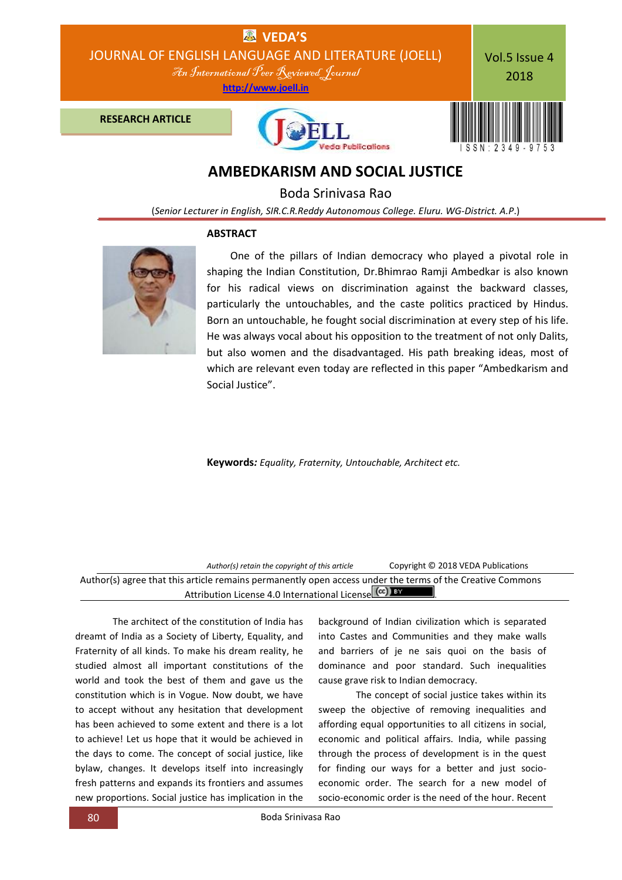**RESEARCH ARTICLE**

# AMBEDKARISM AND SOCIAL JUSTICE

**Boda Srinivasa Rao**

(*Senior Lecturer in English, SIR.C.R.Reddy Autonomous College. Eluru. WG-District. A.P.*)

## ABSTRACT

One of the pillars of Indian democracy who played a pivotal role in shaping the Indian Constitution, Dr.Bhimrao Ramji Ambedkar is also known for his radical views on discrimination against the backward classes, particularly the untouchables, and the caste politics practiced by Hindus. Born an untouchable, he fought social discrimination at every step of his life. He was always vocal about his opposition to the treatment of not only Dalits, but also women and the disadvantaged. His path breaking ideas, most of which are relevant even today are reflected in this paper "Ambedkarism and Social Justice".

**Keywords:** *Equality, Fraternity, Untouchable, Architect etc.*

*Author(s) retain the copyright of this article* Copyright © 2018 VEDA Publications

Author(s) agree that this article remains permanently open access under the terms of the Creative Commons Attribution License 4.0 International License.

The architect of the constitution of India has dreamt of India as a Society of Liberty, Equality, and Fraternity of all kinds. To make his dream reality, he studied almost all important constitutions of the world and took the best of them and gave us the constitution which is in Vogue. Now doubt, we have to accept without any hesitation that development has been achieved to some extent and there is a lot to achieve! Let us hope that it would be achieved in the days to come. The concept of social justice, like bylaw, changes. It develops itself into increasingly fresh patterns and expands its frontiers and assumes new proportions. Social justice has implication in the background of Indian civilization which is separated into Castes and Communities and they make walls and barriers of je ne sais quoi on the basis of dominance and poor standard. Such inequalities cause grave risk to Indian democracy.

The concept of social justice takes within its sweep the objective of removing inequalities and affording equal opportunities to all citizens in social, economic and political affairs. India, while passing through the process of development is in the quest for finding our ways for a better and just socio-economic order. The search for a new model of socio-economic order is the need of the hour. Recent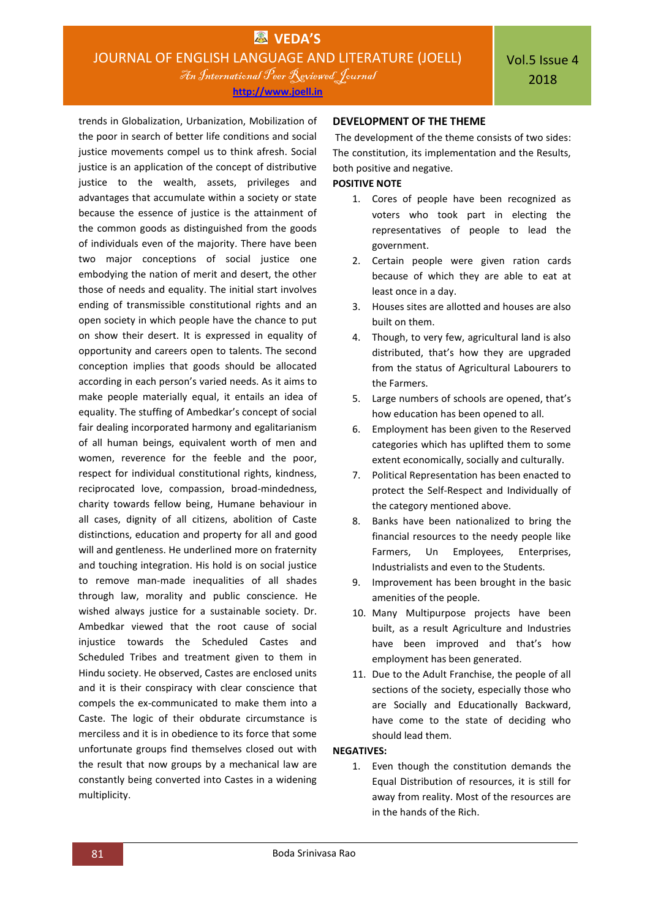trends in Globalization, Urbanization, Mobilization of the poor in search of better life conditions and social justice movements compel us to think afresh. Social justice is an application of the concept of distributive justice to the wealth, assets, privileges and advantages that accumulate within a society or state because the essence of justice is the attainment of the common goods as distinguished from the goods of individuals even of the majority. There have been two major conceptions of social justice one embodying the nation of merit and desert, the other those of needs and equality. The initial start involves ending of transmissible constitutional rights and an open society in which people have the chance to put on show their desert. It is expressed in equality of opportunity and careers open to talents. The second conception implies that goods should be allocated according in each person's varied needs. As it aims to make people materially equal, it entails an idea of equality. The stuffing of Ambedkar's concept of social fair dealing incorporated harmony and egalitarianism of all human beings, equivalent worth of men and women, reverence for the feeble and the poor, respect for individual constitutional rights, kindness, reciprocated love, compassion, broad-mindedness, charity towards fellow being, Humane behaviour in all cases, dignity of all citizens, abolition of Caste distinctions, education and property for all and good will and gentleness. He underlined more on fraternity and touching integration. His hold is on social justice to remove man-made inequalities of all shades through law, morality and public conscience. He wished always justice for a sustainable society. Dr. Ambedkar viewed that the root cause of social injustice towards the Scheduled Castes and Scheduled Tribes and treatment given to them in Hindu society. He observed, Castes are enclosed units and it is their conspiracy with clear conscience that compels the ex-communicated to make them into a Caste. The logic of their obdurate circumstance is merciless and it is in obedience to its force that some unfortunate groups find themselves closed out with the result that now groups by a mechanical law are constantly being converted into Castes in a widening multiplicity.

## DEVELOPMENT OF THE THEME

The development of the theme consists of two sides: The constitution, its implementation and the Results, both positive and negative.

**POSITIVE NOTE**

1. Cores of people have been recognized as voters who took part in electing the representatives of people to lead the government.
2. Certain people were given ration cards because of which they are able to eat at least once in a day.
3. Houses sites are allotted and houses are also built on them.
4. Though, to very few, agricultural land is also distributed, that's how they are upgraded from the status of Agricultural Labourers to the Farmers.
5. Large numbers of schools are opened, that's how education has been opened to all.
6. Employment has been given to the Reserved categories which has uplifted them to some extent economically, socially and culturally.
7. Political Representation has been enacted to protect the Self-Respect and Individually of the category mentioned above.
8. Banks have been nationalized to bring the financial resources to the needy people like Farmers, Un Employees, Enterprises, Industrialists and even to the Students.
9. Improvement has been brought in the basic amenities of the people.
10. Many Multipurpose projects have been built, as a result Agriculture and Industries have been improved and that's how employment has been generated.
11. Due to the Adult Franchise, the people of all sections of the society, especially those who are Socially and Educationally Backward, have come to the state of deciding who should lead them.

**NEGATIVES:**

1. Even though the constitution demands the Equal Distribution of resources, it is still for away from reality. Most of the resources are in the hands of the Rich.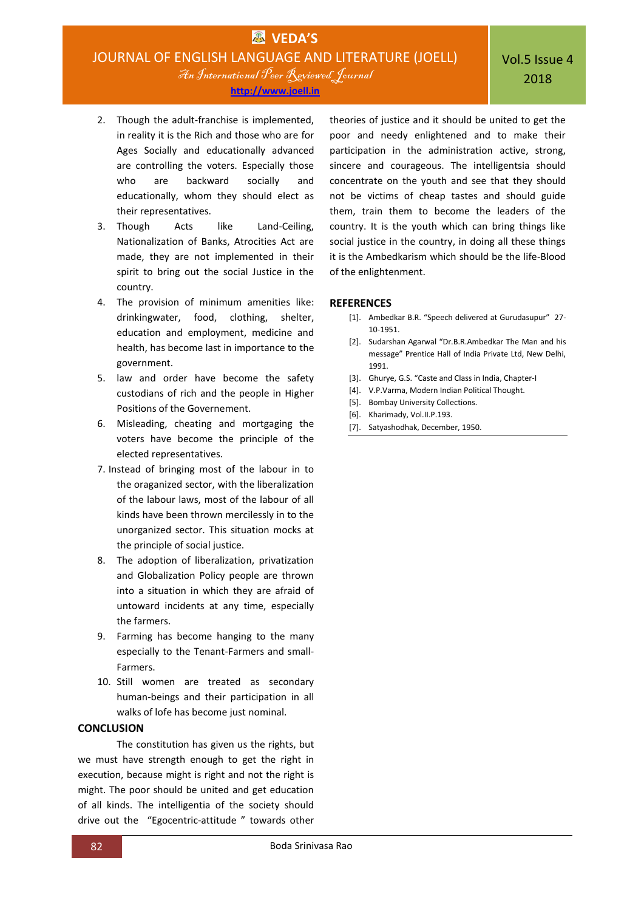2. Though the adult-franchise is implemented, in reality it is the Rich and those who are for Ages Socially and educationally advanced are controlling the voters. Especially those who are backward socially and educationally, whom they should elect as their representatives.
3. Though Acts like Land-Ceiling, Nationalization of Banks, Atrocities Act are made, they are not implemented in their spirit to bring out the social Justice in the country.
4. The provision of minimum amenities like: drinkingwater, food, clothing, shelter, education and employment, medicine and health, has become last in importance to the government.
5. law and order have become the safety custodians of rich and the people in Higher Positions of the Governement.
6. Misleading, cheating and mortgaging the voters have become the principle of the elected representatives.
7. Instead of bringing most of the labour in to the oraganized sector, with the liberalization of the labour laws, most of the labour of all kinds have been thrown mercilessly in to the unorganized sector. This situation mocks at the principle of social justice.
8. The adoption of liberalization, privatization and Globalization Policy people are thrown into a situation in which they are afraid of untoward incidents at any time, especially the farmers.
9. Farming has become hanging to the many especially to the Tenant-Farmers and small-Farmers.
10. Still women are treated as secondary human-beings and their participation in all walks of lofe has become just nominal.

## CONCLUSION

The constitution has given us the rights, but we must have strength enough to get the right in execution, because might is right and not the right is might. The poor should be united and get education of all kinds. The intelligentia of the society should drive out the "Egocentric-attitude " towards other theories of justice and it should be united to get the poor and needy enlightened and to make their participation in the administration active, strong, sincere and courageous. The intelligentsia should concentrate on the youth and see that they should not be victims of cheap tastes and should guide them, train them to become the leaders of the country. It is the youth which can bring things like social justice in the country, in doing all these things it is the Ambedkarism which should be the life-Blood of the enlightenment.

## REFERENCES

[1]. Ambedkar B.R. "Speech delivered at Gurudasupur" 27-10-1951.

[2]. Sudarshan Agarwal "Dr.B.R.Ambedkar The Man and his message" Prentice Hall of India Private Ltd, New Delhi, 1991.

[3]. Ghurye, G.S. "Caste and Class in India, Chapter-I

[4]. V.P.Varma, Modern Indian Political Thought.

[5]. Bombay University Collections.

[6]. Kharimady, Vol.II.P.193.

[7]. Satyashodhak, December, 1950.